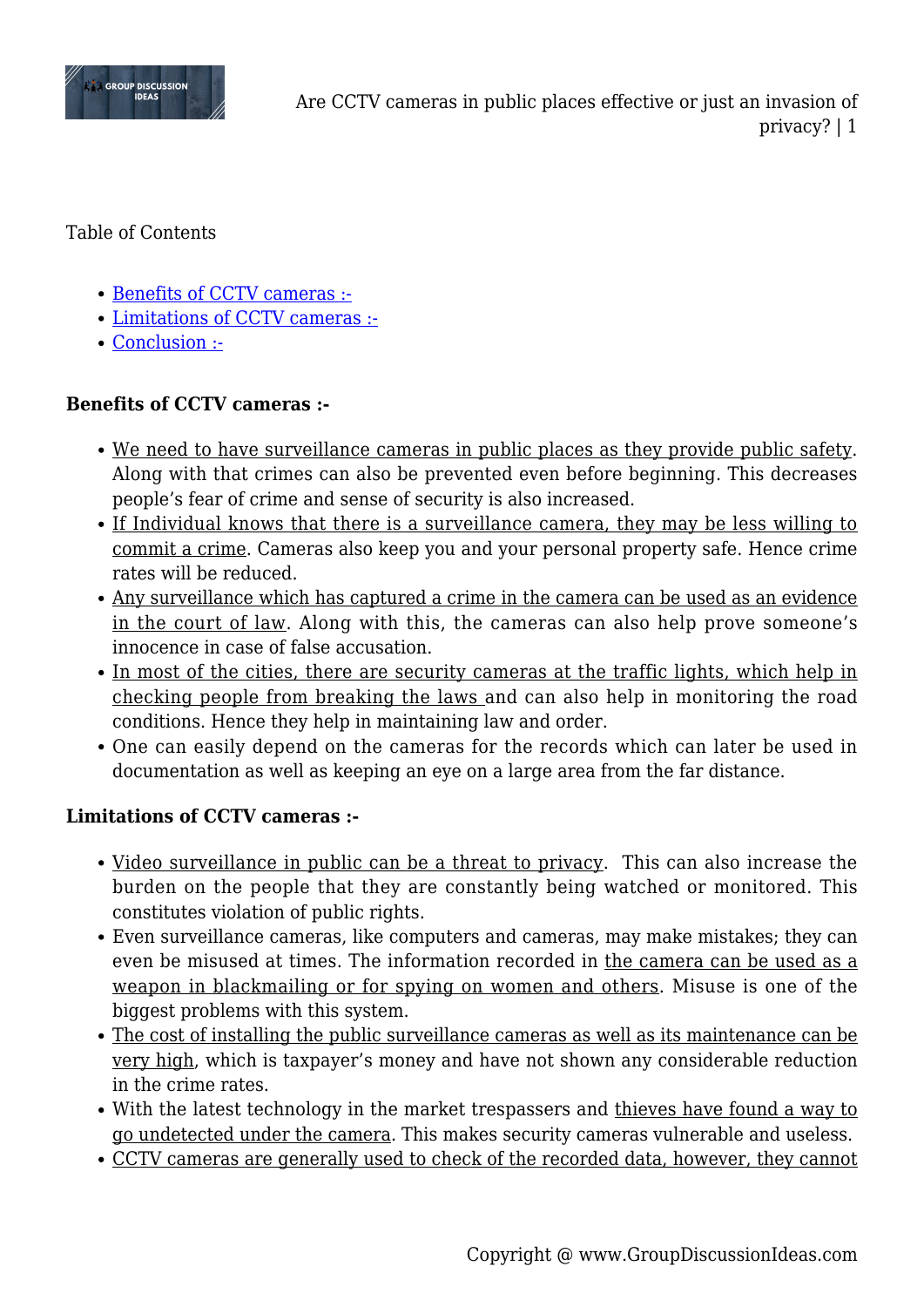Table of Contents

- Benefits of CCTV cameras :-
- Limitations of CCTV cameras :-
- Conclusion :-

**Benefits of CCTV cameras :-**

- We need to have surveillance cameras in public places as they provide public safety. Along with that crimes can also be prevented even before beginning. This decreases people's fear of crime and sense of security is also increased.
- If Individual knows that there is a surveillance camera, they may be less willing to commit a crime. Cameras also keep you and your personal property safe. Hence crime rates will be reduced.
- Any surveillance which has captured a crime in the camera can be used as an evidence in the court of law. Along with this, the cameras can also help prove someone's innocence in case of false accusation.
- In most of the cities, there are security cameras at the traffic lights, which help in checking people from breaking the laws and can also help in monitoring the road conditions. Hence they help in maintaining law and order.
- One can easily depend on the cameras for the records which can later be used in documentation as well as keeping an eye on a large area from the far distance.

**Limitations of CCTV cameras :-**

- Video surveillance in public can be a threat to privacy. This can also increase the burden on the people that they are constantly being watched or monitored. This constitutes violation of public rights.
- Even surveillance cameras, like computers and cameras, may make mistakes; they can even be misused at times. The information recorded in the camera can be used as a weapon in blackmailing or for spying on women and others. Misuse is one of the biggest problems with this system.
- The cost of installing the public surveillance cameras as well as its maintenance can be very high, which is taxpayer's money and have not shown any considerable reduction in the crime rates.
- With the latest technology in the market trespassers and thieves have found a way to go undetected under the camera. This makes security cameras vulnerable and useless.
- CCTV cameras are generally used to check of the recorded data, however, they cannot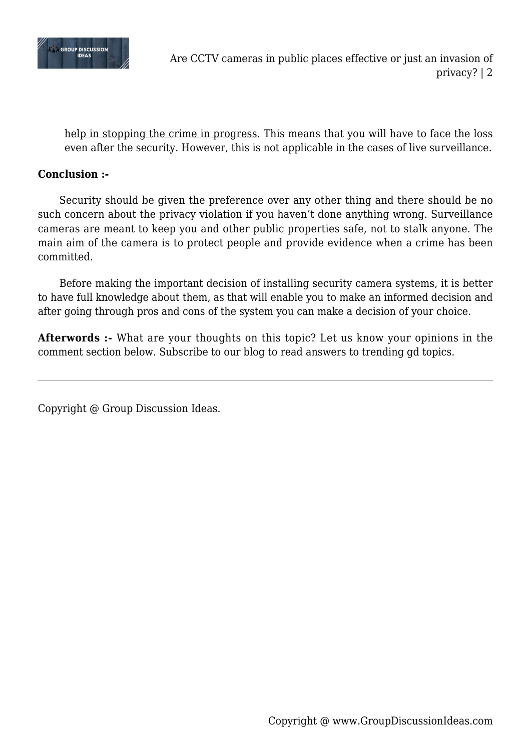help in stopping the crime in progress. This means that you will have to face the loss even after the security. However, this is not applicable in the cases of live surveillance.

**Conclusion :-**

Security should be given the preference over any other thing and there should be no such concern about the privacy violation if you haven't done anything wrong. Surveillance cameras are meant to keep you and other public properties safe, not to stalk anyone. The main aim of the camera is to protect people and provide evidence when a crime has been committed.

Before making the important decision of installing security camera systems, it is better to have full knowledge about them, as that will enable you to make an informed decision and after going through pros and cons of the system you can make a decision of your choice.

**Afterwords :-** What are your thoughts on this topic? Let us know your opinions in the comment section below. Subscribe to our blog to read answers to trending gd topics.

---

Copyright @ Group Discussion Ideas.